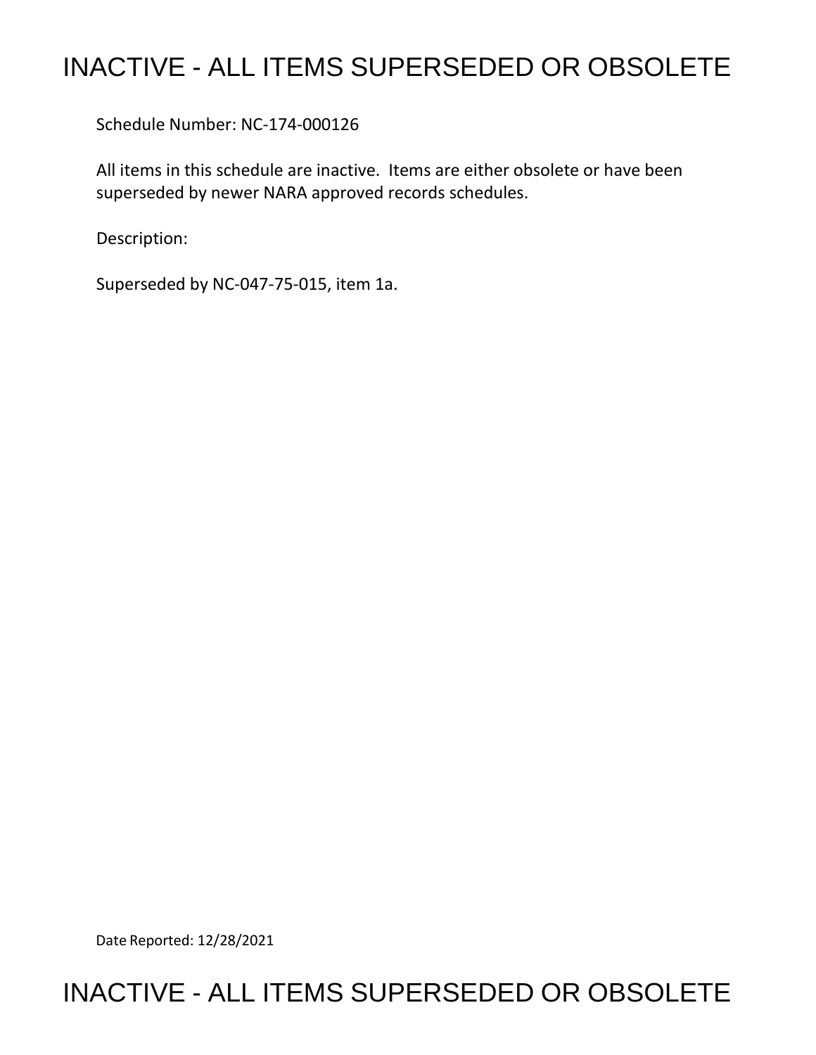# INACTIVE - ALL ITEMS SUPERSEDED OR OBSOLETE

Schedule Number: NC-174-000126

All items in this schedule are inactive. Items are either obsolete or have been superseded by newer NARA approved records schedules.

Description:

Superseded by NC-047-75-015, item 1a.

Date Reported: 12/28/2021

# INACTIVE - ALL ITEMS SUPERSEDED OR OBSOLETE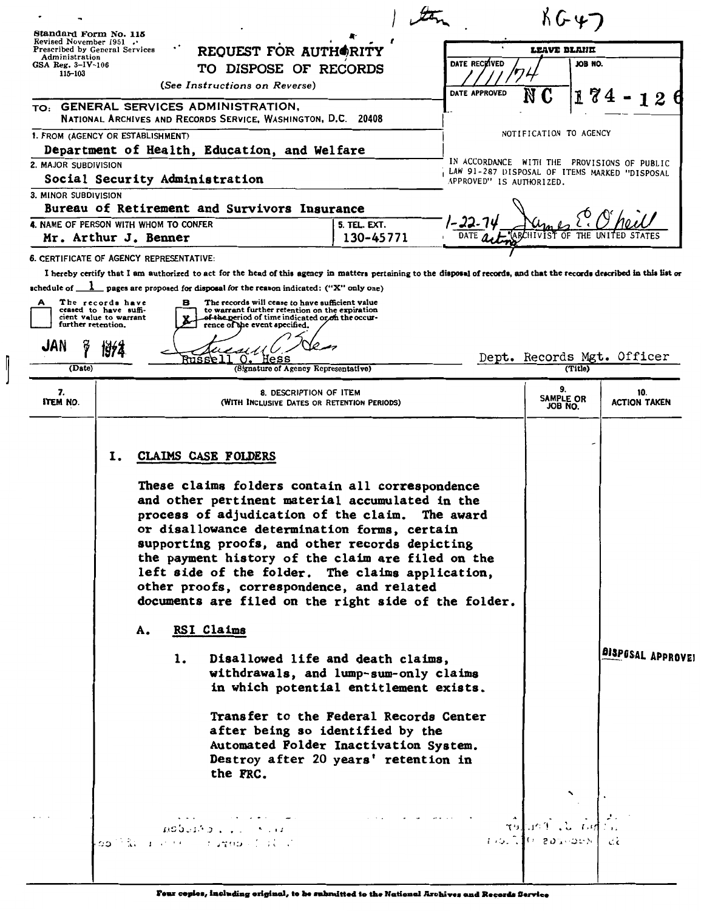1 Item . KG-7

Standard Form No. 115
Revised November 1951
Prescribed by General Services Administration
GSA Reg. 3-IV-106
115-103

# REQUEST FOR AUTHORITY TO DISPOSE OF RECORDS

(See Instructions on Reverse)

| LEAVE BLANK | |
|---|---|
| DATE RECEIVED 1/11/74 | JOB NO. |
| DATE APPROVED NC | 174-126 |

NOTIFICATION TO AGENCY

IN ACCORDANCE WITH THE PROVISIONS OF PUBLIC LAW 91-287 DISPOSAL OF ITEMS MARKED "DISPOSAL APPROVED" IS AUTHORIZED.

1-22-74 James E. O'Neill
DATE acting ARCHIVIST OF THE UNITED STATES

TO: GENERAL SERVICES ADMINISTRATION, NATIONAL ARCHIVES AND RECORDS SERVICE, WASHINGTON, D.C. 20408

1. FROM (AGENCY OR ESTABLISHMENT)
Department of Health, Education, and Welfare

2. MAJOR SUBDIVISION
Social Security Administration

3. MINOR SUBDIVISION
Bureau of Retirement and Survivors Insurance

4. NAME OF PERSON WITH WHOM TO CONFER
Mr. Arthur J. Benner

5. TEL. EXT.
130-45771

6. CERTIFICATE OF AGENCY REPRESENTATIVE:

I hereby certify that I am authorized to act for the head of this agency in matters pertaining to the disposal of records, and that the records described in this list or schedule of 1 pages are proposed for disposal for the reason indicated: ("X" only one)

A [ ] The records have ceased to have sufficient value to warrant further retention.

B [X] The records will cease to have sufficient value to warrant further retention on the expiration of the period of time indicated or on the occurrence of the event specified.

JAN 7 1974 (Date) — Russell O. Hess (Signature of Agency Representative) — Dept. Records Mgt. Officer (Title)

| 7. ITEM NO. | 8. DESCRIPTION OF ITEM (WITH INCLUSIVE DATES OR RETENTION PERIODS) | 9. SAMPLE OR JOB NO. | 10. ACTION TAKEN |
|---|---|---|---|
| | **I. CLAIMS CASE FOLDERS** | | |
| | These claims folders contain all correspondence and other pertinent material accumulated in the process of adjudication of the claim. The award or disallowance determination forms, certain supporting proofs, and other records depicting the payment history of the claim are filed on the left side of the folder. The claims application, other proofs, correspondence, and related documents are filed on the right side of the folder. | | |
| | **A. RSI Claims** | | |
| | 1. Disallowed life and death claims, withdrawals, and lump-sum-only claims in which potential entitlement exists. Transfer to the Federal Records Center after being so identified by the Automated Folder Inactivation System. Destroy after 20 years' retention in the FRC. | | DISPOSAL APPROVED |

Four copies, including original, to be submitted to the National Archives and Records Service